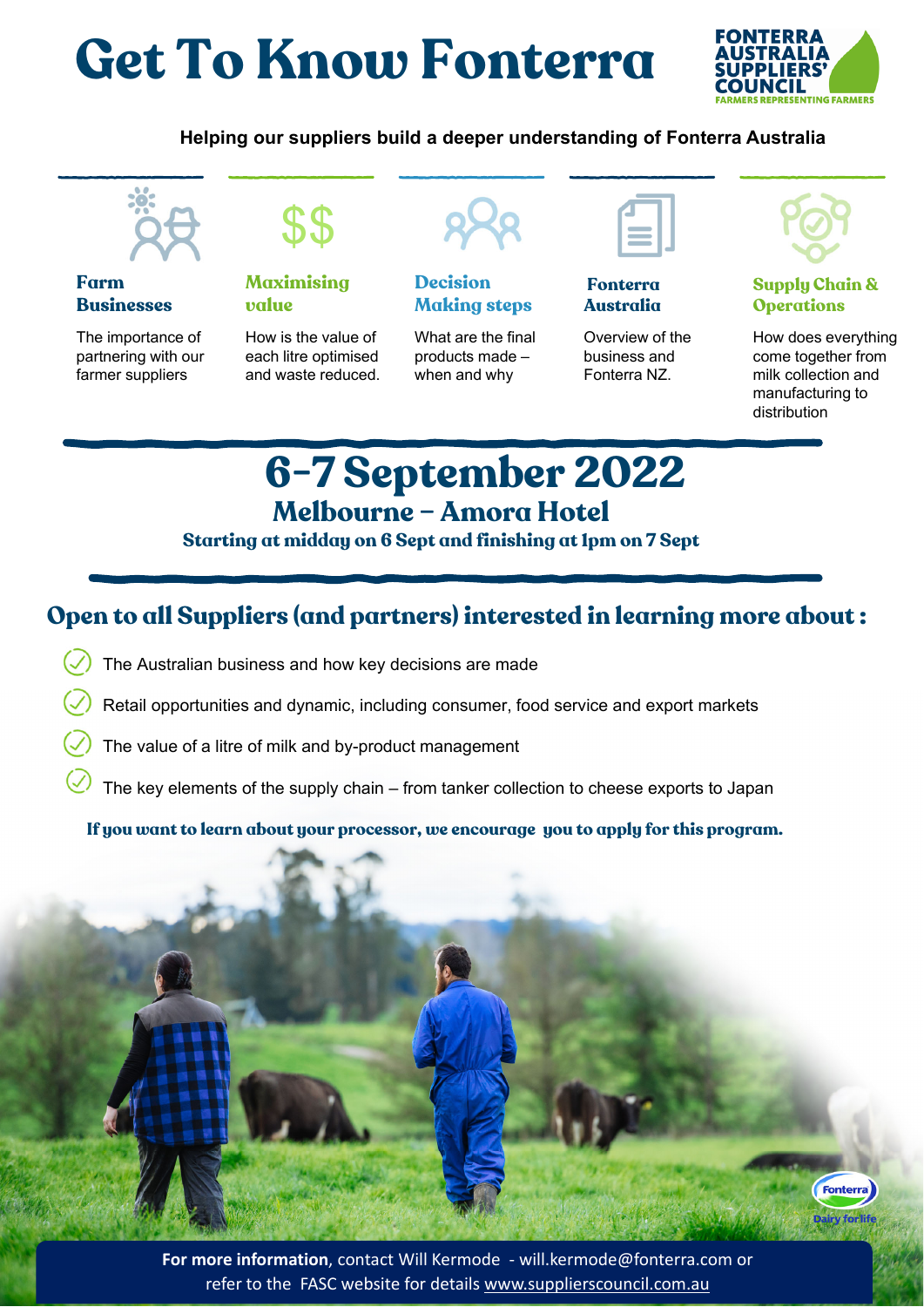# Get To Know Fonterra

FONTERRA AUSTRALIA SUPPLIERS' COUNCIL
FARMERS REPRESENTING FARMERS

**Helping our suppliers build a deeper understanding of Fonterra Australia**

### Farm Businesses

The importance of partnering with our farmer suppliers

### Maximising value

How is the value of each litre optimised and waste reduced.

### Decision Making steps

What are the final products made – when and why

### Fonterra Australia

Overview of the business and Fonterra NZ.

### Supply Chain & Operations

How does everything come together from milk collection and manufacturing to distribution

## 6-7 September 2022

### Melbourne – Amora Hotel

**Starting at midday on 6 Sept and finishing at 1pm on 7 Sept**

## Open to all Suppliers (and partners) interested in learning more about :

- The Australian business and how key decisions are made
- Retail opportunities and dynamic, including consumer, food service and export markets
- The value of a litre of milk and by-product management
- The key elements of the supply chain – from tanker collection to cheese exports to Japan

**If you want to learn about your processor, we encourage you to apply for this program.**

Fonterra
Dairy for life

**For more information**, contact Will Kermode - will.kermode@fonterra.com or refer to the FASC website for details www.supplierscouncil.com.au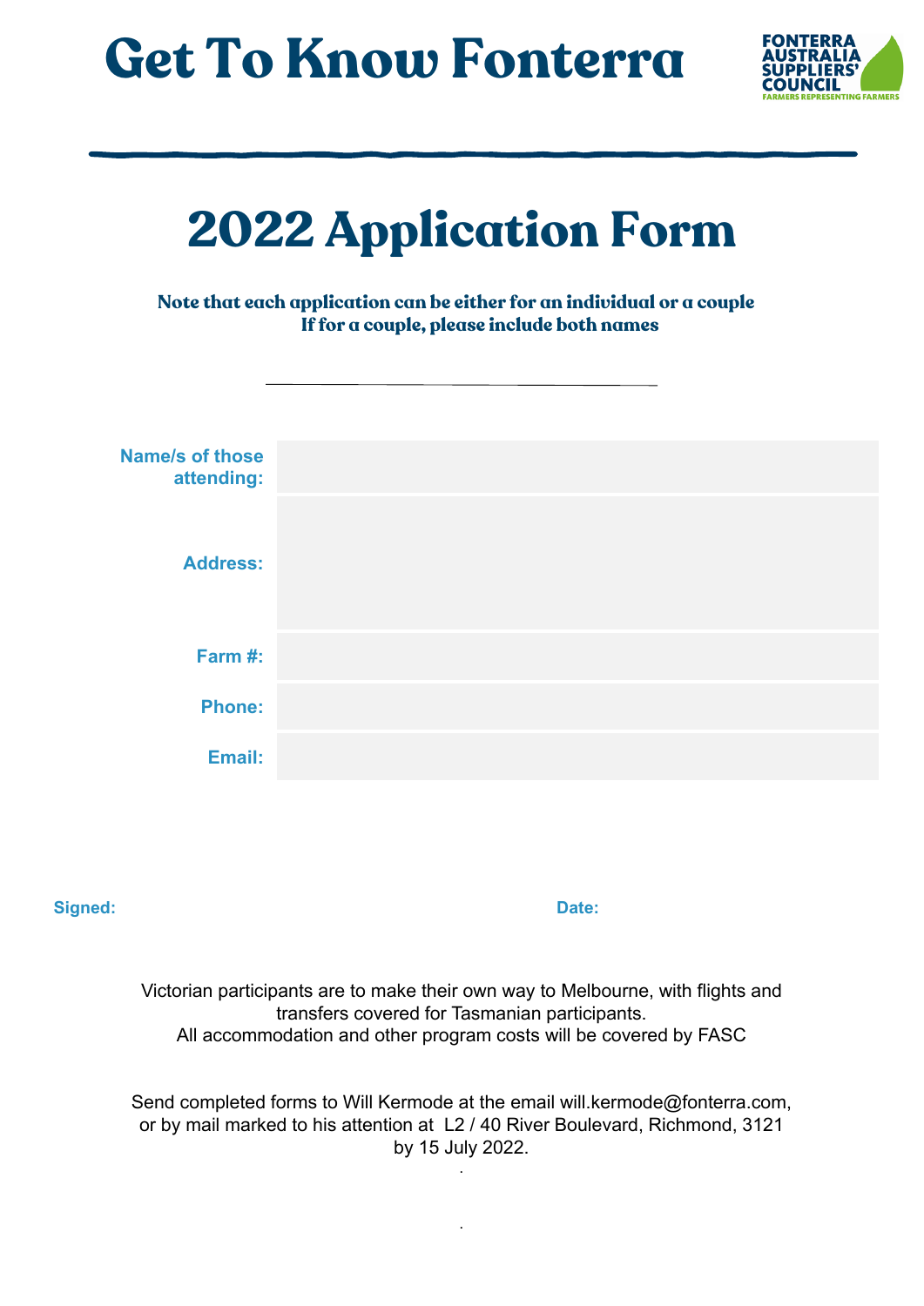# Get To Know Fonterra

FONTERRA AUSTRALIA SUPPLIERS' COUNCIL
FARMERS REPRESENTING FARMERS

## 2022 Application Form

**Note that each application can be either for an individual or a couple**
**If for a couple, please include both names**

| | |
|---|---|
| **Name/s of those attending:** | |
| **Address:** | |
| **Farm #:** | |
| **Phone:** | |
| **Email:** | |

**Signed:** **Date:**

Victorian participants are to make their own way to Melbourne, with flights and transfers covered for Tasmanian participants.
All accommodation and other program costs will be covered by FASC

Send completed forms to Will Kermode at the email will.kermode@fonterra.com, or by mail marked to his attention at L2 / 40 River Boulevard, Richmond, 3121 by 15 July 2022.